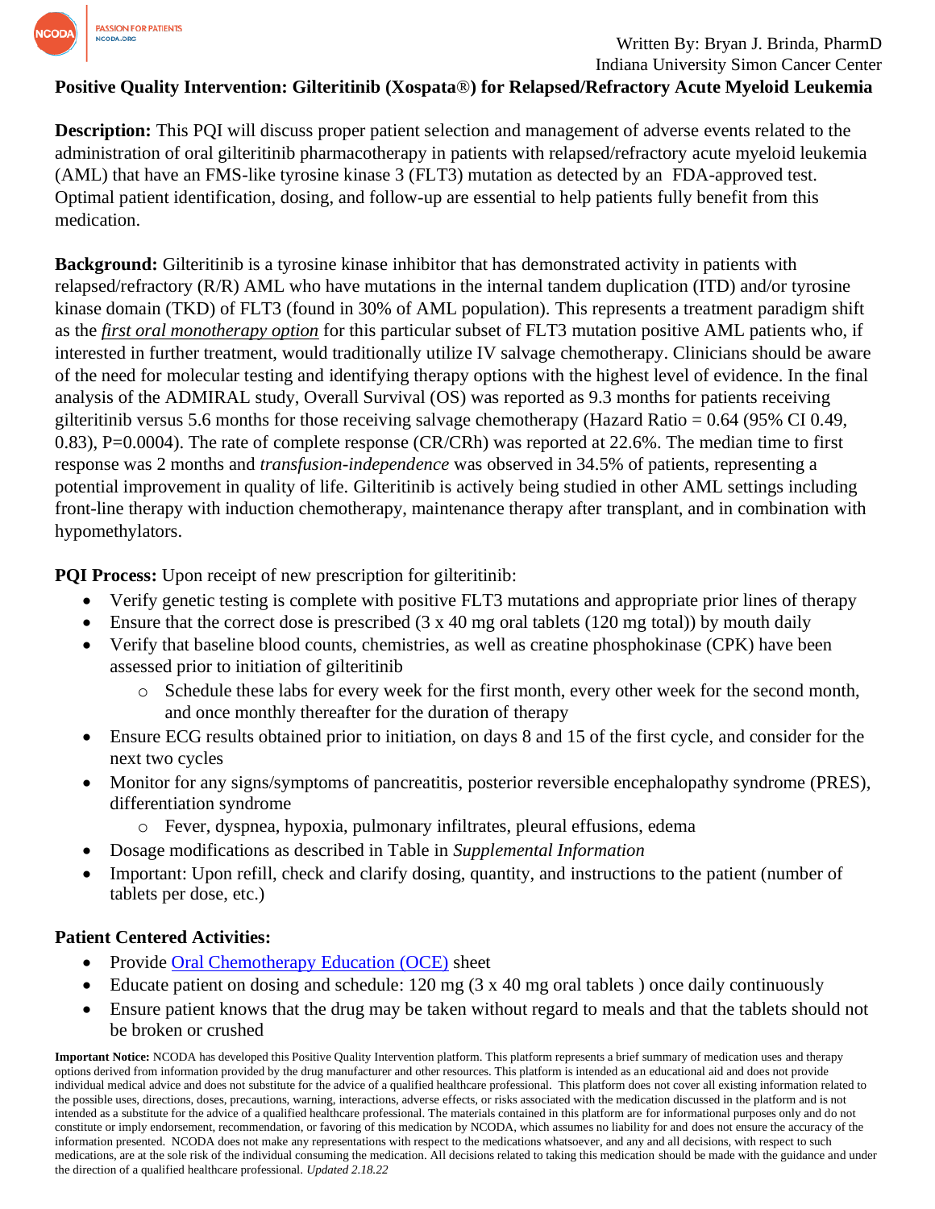Written By: Bryan J. Brinda, PharmD
Indiana University Simon Cancer Center

# Positive Quality Intervention: Gilteritinib (Xospata®) for Relapsed/Refractory Acute Myeloid Leukemia

**Description:** This PQI will discuss proper patient selection and management of adverse events related to the administration of oral gilteritinib pharmacotherapy in patients with relapsed/refractory acute myeloid leukemia (AML) that have an FMS-like tyrosine kinase 3 (FLT3) mutation as detected by an FDA-approved test. Optimal patient identification, dosing, and follow-up are essential to help patients fully benefit from this medication.

**Background:** Gilteritinib is a tyrosine kinase inhibitor that has demonstrated activity in patients with relapsed/refractory (R/R) AML who have mutations in the internal tandem duplication (ITD) and/or tyrosine kinase domain (TKD) of FLT3 (found in 30% of AML population). This represents a treatment paradigm shift as the *first oral monotherapy option* for this particular subset of FLT3 mutation positive AML patients who, if interested in further treatment, would traditionally utilize IV salvage chemotherapy. Clinicians should be aware of the need for molecular testing and identifying therapy options with the highest level of evidence. In the final analysis of the ADMIRAL study, Overall Survival (OS) was reported as 9.3 months for patients receiving gilteritinib versus 5.6 months for those receiving salvage chemotherapy (Hazard Ratio = 0.64 (95% CI 0.49, 0.83), P=0.0004). The rate of complete response (CR/CRh) was reported at 22.6%. The median time to first response was 2 months and *transfusion-independence* was observed in 34.5% of patients, representing a potential improvement in quality of life. Gilteritinib is actively being studied in other AML settings including front-line therapy with induction chemotherapy, maintenance therapy after transplant, and in combination with hypomethylators.

**PQI Process:** Upon receipt of new prescription for gilteritinib:

- Verify genetic testing is complete with positive FLT3 mutations and appropriate prior lines of therapy
- Ensure that the correct dose is prescribed (3 x 40 mg oral tablets (120 mg total)) by mouth daily
- Verify that baseline blood counts, chemistries, as well as creatine phosphokinase (CPK) have been assessed prior to initiation of gilteritinib
  - Schedule these labs for every week for the first month, every other week for the second month, and once monthly thereafter for the duration of therapy
- Ensure ECG results obtained prior to initiation, on days 8 and 15 of the first cycle, and consider for the next two cycles
- Monitor for any signs/symptoms of pancreatitis, posterior reversible encephalopathy syndrome (PRES), differentiation syndrome
  - Fever, dyspnea, hypoxia, pulmonary infiltrates, pleural effusions, edema
- Dosage modifications as described in Table in *Supplemental Information*
- Important: Upon refill, check and clarify dosing, quantity, and instructions to the patient (number of tablets per dose, etc.)

**Patient Centered Activities:**

- Provide Oral Chemotherapy Education (OCE) sheet
- Educate patient on dosing and schedule: 120 mg (3 x 40 mg oral tablets ) once daily continuously
- Ensure patient knows that the drug may be taken without regard to meals and that the tablets should not be broken or crushed

**Important Notice:** NCODA has developed this Positive Quality Intervention platform. This platform represents a brief summary of medication uses and therapy options derived from information provided by the drug manufacturer and other resources. This platform is intended as an educational aid and does not provide individual medical advice and does not substitute for the advice of a qualified healthcare professional. This platform does not cover all existing information related to the possible uses, directions, doses, precautions, warning, interactions, adverse effects, or risks associated with the medication discussed in the platform and is not intended as a substitute for the advice of a qualified healthcare professional. The materials contained in this platform are for informational purposes only and do not constitute or imply endorsement, recommendation, or favoring of this medication by NCODA, which assumes no liability for and does not ensure the accuracy of the information presented. NCODA does not make any representations with respect to the medications whatsoever, and any and all decisions, with respect to such medications, are at the sole risk of the individual consuming the medication. All decisions related to taking this medication should be made with the guidance and under the direction of a qualified healthcare professional. *Updated 2.18.22*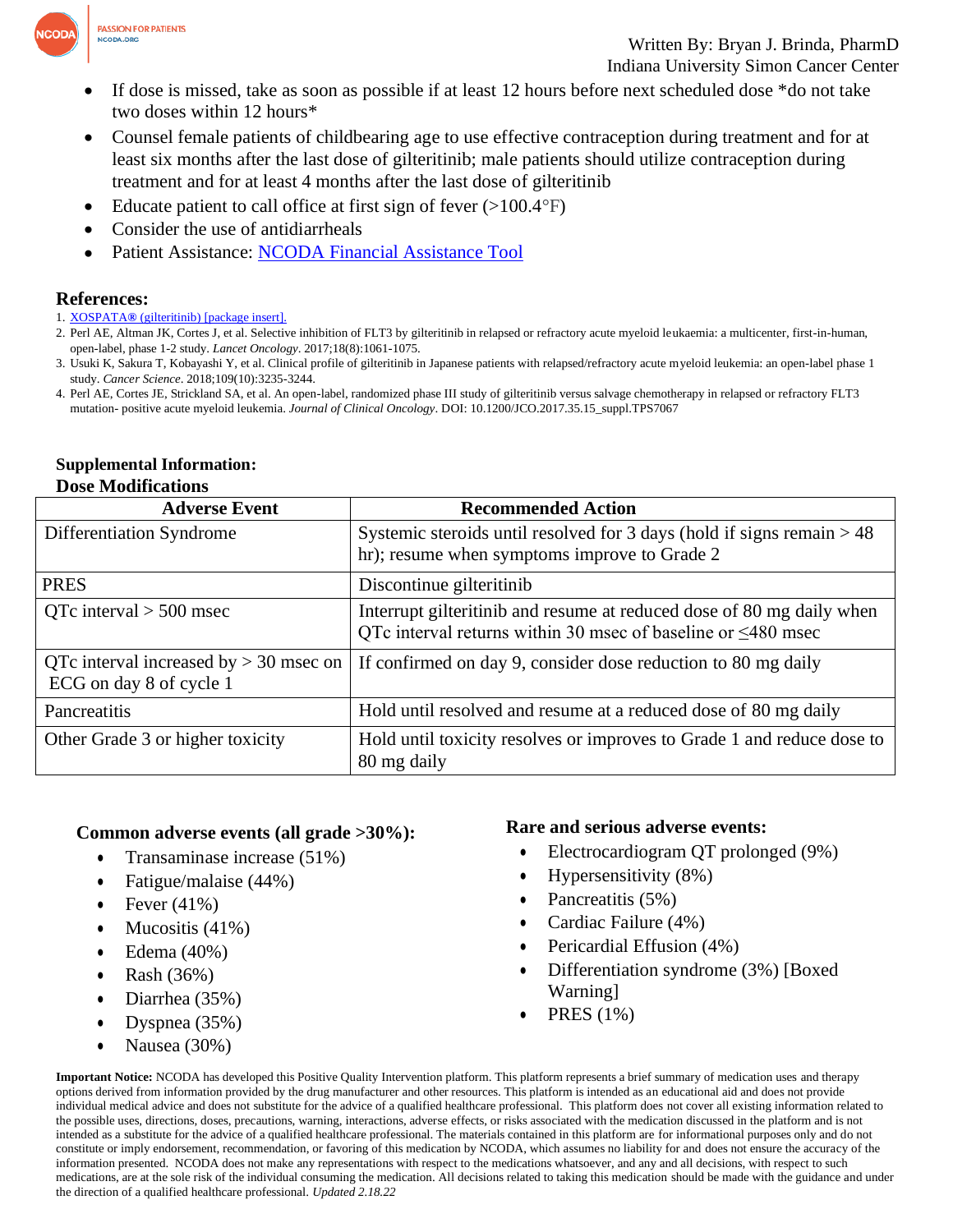- If dose is missed, take as soon as possible if at least 12 hours before next scheduled dose *do not take two doses within 12 hours*
- Counsel female patients of childbearing age to use effective contraception during treatment and for at least six months after the last dose of gilteritinib; male patients should utilize contraception during treatment and for at least 4 months after the last dose of gilteritinib
- Educate patient to call office at first sign of fever (>100.4°F)
- Consider the use of antidiarrheals
- Patient Assistance: NCODA Financial Assistance Tool

## References:

1. XOSPATA® (gilteritinib) [package insert].
2. Perl AE, Altman JK, Cortes J, et al. Selective inhibition of FLT3 by gilteritinib in relapsed or refractory acute myeloid leukaemia: a multicenter, first-in-human, open-label, phase 1-2 study. *Lancet Oncology*. 2017;18(8):1061-1075.
3. Usuki K, Sakura T, Kobayashi Y, et al. Clinical profile of gilteritinib in Japanese patients with relapsed/refractory acute myeloid leukemia: an open-label phase 1 study. *Cancer Science*. 2018;109(10):3235-3244.
4. Perl AE, Cortes JE, Strickland SA, et al. An open-label, randomized phase III study of gilteritinib versus salvage chemotherapy in relapsed or refractory FLT3 mutation- positive acute myeloid leukemia. *Journal of Clinical Oncology*. DOI: 10.1200/JCO.2017.35.15_suppl.TPS7067

## Supplemental Information:

### Dose Modifications

| Adverse Event | Recommended Action |
|---|---|
| Differentiation Syndrome | Systemic steroids until resolved for 3 days (hold if signs remain > 48 hr); resume when symptoms improve to Grade 2 |
| PRES | Discontinue gilteritinib |
| QTc interval > 500 msec | Interrupt gilteritinib and resume at reduced dose of 80 mg daily when QTc interval returns within 30 msec of baseline or ≤480 msec |
| QTc interval increased by > 30 msec on ECG on day 8 of cycle 1 | If confirmed on day 9, consider dose reduction to 80 mg daily |
| Pancreatitis | Hold until resolved and resume at a reduced dose of 80 mg daily |
| Other Grade 3 or higher toxicity | Hold until toxicity resolves or improves to Grade 1 and reduce dose to 80 mg daily |

**Common adverse events (all grade >30%):**

- Transaminase increase (51%)
- Fatigue/malaise (44%)
- Fever (41%)
- Mucositis (41%)
- Edema (40%)
- Rash (36%)
- Diarrhea (35%)
- Dyspnea (35%)
- Nausea (30%)

**Rare and serious adverse events:**

- Electrocardiogram QT prolonged (9%)
- Hypersensitivity (8%)
- Pancreatitis (5%)
- Cardiac Failure (4%)
- Pericardial Effusion (4%)
- Differentiation syndrome (3%) [Boxed Warning]
- PRES (1%)

**Important Notice:** NCODA has developed this Positive Quality Intervention platform. This platform represents a brief summary of medication uses and therapy options derived from information provided by the drug manufacturer and other resources. This platform is intended as an educational aid and does not provide individual medical advice and does not substitute for the advice of a qualified healthcare professional. This platform does not cover all existing information related to the possible uses, directions, doses, precautions, warning, interactions, adverse effects, or risks associated with the medication discussed in the platform and is not intended as a substitute for the advice of a qualified healthcare professional. The materials contained in this platform are for informational purposes only and do not constitute or imply endorsement, recommendation, or favoring of this medication by NCODA, which assumes no liability for and does not ensure the accuracy of the information presented. NCODA does not make any representations with respect to the medications whatsoever, and any and all decisions, with respect to such medications, are at the sole risk of the individual consuming the medication. All decisions related to taking this medication should be made with the guidance and under the direction of a qualified healthcare professional. *Updated 2.18.22*